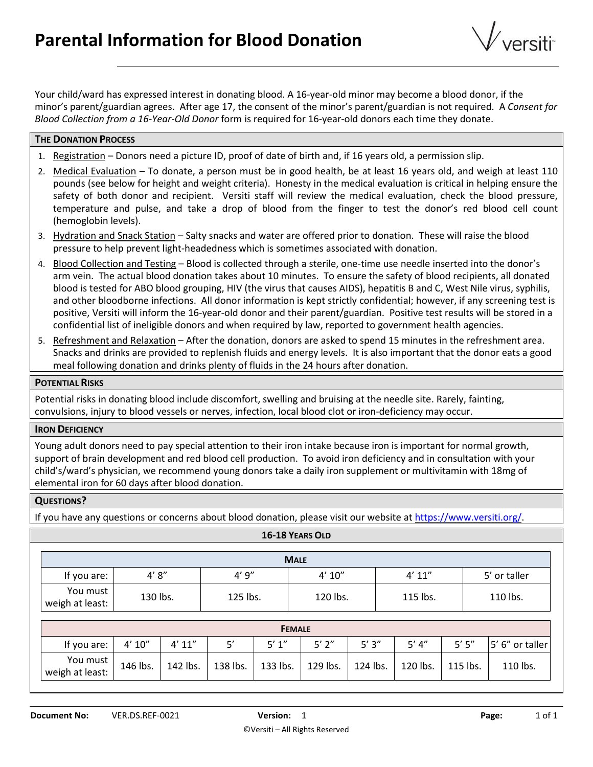# Parental Information for Blood Donation

Your child/ward has expressed interest in donating blood. A 16-year-old minor may become a blood donor, if the minor's parent/guardian agrees. After age 17, the consent of the minor's parent/guardian is not required. A *Consent for Blood Collection from a 16-Year-Old Donor* form is required for 16-year-old donors each time they donate.

## The Donation Process

1. Registration – Donors need a picture ID, proof of date of birth and, if 16 years old, a permission slip.
2. Medical Evaluation – To donate, a person must be in good health, be at least 16 years old, and weigh at least 110 pounds (see below for height and weight criteria). Honesty in the medical evaluation is critical in helping ensure the safety of both donor and recipient. Versiti staff will review the medical evaluation, check the blood pressure, temperature and pulse, and take a drop of blood from the finger to test the donor's red blood cell count (hemoglobin levels).
3. Hydration and Snack Station – Salty snacks and water are offered prior to donation. These will raise the blood pressure to help prevent light-headedness which is sometimes associated with donation.
4. Blood Collection and Testing – Blood is collected through a sterile, one-time use needle inserted into the donor's arm vein. The actual blood donation takes about 10 minutes. To ensure the safety of blood recipients, all donated blood is tested for ABO blood grouping, HIV (the virus that causes AIDS), hepatitis B and C, West Nile virus, syphilis, and other bloodborne infections. All donor information is kept strictly confidential; however, if any screening test is positive, Versiti will inform the 16-year-old donor and their parent/guardian. Positive test results will be stored in a confidential list of ineligible donors and when required by law, reported to government health agencies.
5. Refreshment and Relaxation – After the donation, donors are asked to spend 15 minutes in the refreshment area. Snacks and drinks are provided to replenish fluids and energy levels. It is also important that the donor eats a good meal following donation and drinks plenty of fluids in the 24 hours after donation.

## Potential Risks

Potential risks in donating blood include discomfort, swelling and bruising at the needle site. Rarely, fainting, convulsions, injury to blood vessels or nerves, infection, local blood clot or iron-deficiency may occur.

## Iron Deficiency

Young adult donors need to pay special attention to their iron intake because iron is important for normal growth, support of brain development and red blood cell production. To avoid iron deficiency and in consultation with your child's/ward's physician, we recommend young donors take a daily iron supplement or multivitamin with 18mg of elemental iron for 60 days after blood donation.

## Questions?

If you have any questions or concerns about blood donation, please visit our website at https://www.versiti.org/.

## 16-18 Years Old

**Male**

| If you are: | 4' 8" | 4' 9" | 4' 10" | 4' 11" | 5' or taller |
|---|---|---|---|---|---|
| You must weigh at least: | 130 lbs. | 125 lbs. | 120 lbs. | 115 lbs. | 110 lbs. |

**Female**

| If you are: | 4' 10" | 4' 11" | 5' | 5' 1" | 5' 2" | 5' 3" | 5' 4" | 5' 5" | 5' 6" or taller |
|---|---|---|---|---|---|---|---|---|---|
| You must weigh at least: | 146 lbs. | 142 lbs. | 138 lbs. | 133 lbs. | 129 lbs. | 124 lbs. | 120 lbs. | 115 lbs. | 110 lbs. |

**Document No:** VER.DS.REF-0021 **Version:** 1

©Versiti – All Rights Reserved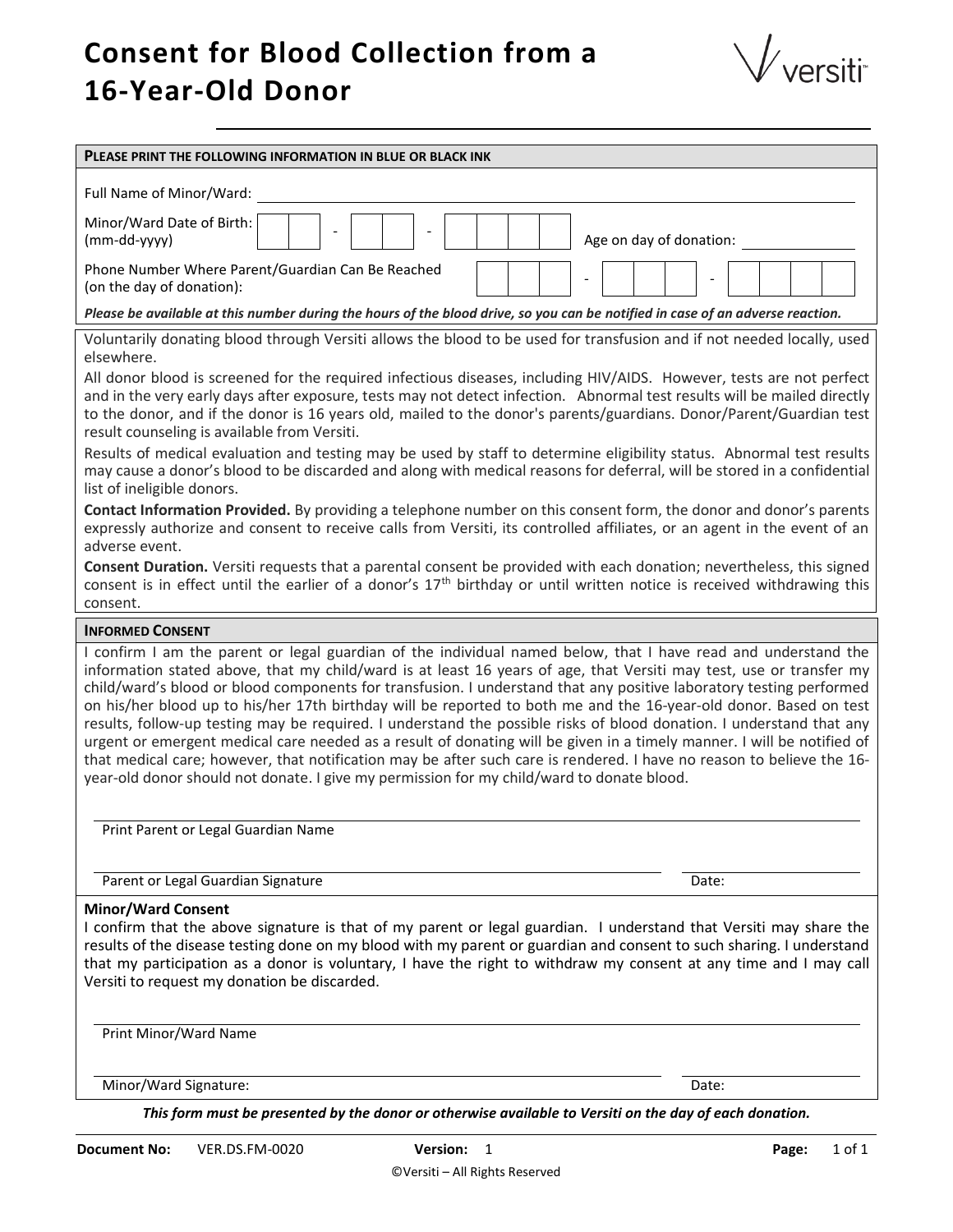# Consent for Blood Collection from a 16-Year-Old Donor

Versiti™

**PLEASE PRINT THE FOLLOWING INFORMATION IN BLUE OR BLACK INK**

Full Name of Minor/Ward: ____________________

Minor/Ward Date of Birth: (mm-dd-yyyy) [ ][ ] - [ ][ ] - [ ][ ][ ][ ] Age on day of donation: __________

Phone Number Where Parent/Guardian Can Be Reached (on the day of donation): [ ][ ][ ] - [ ][ ][ ] - [ ][ ][ ][ ]

***Please be available at this number during the hours of the blood drive, so you can be notified in case of an adverse reaction.***

Voluntarily donating blood through Versiti allows the blood to be used for transfusion and if not needed locally, used elsewhere.

All donor blood is screened for the required infectious diseases, including HIV/AIDS. However, tests are not perfect and in the very early days after exposure, tests may not detect infection. Abnormal test results will be mailed directly to the donor, and if the donor is 16 years old, mailed to the donor's parents/guardians. Donor/Parent/Guardian test result counseling is available from Versiti.

Results of medical evaluation and testing may be used by staff to determine eligibility status. Abnormal test results may cause a donor's blood to be discarded and along with medical reasons for deferral, will be stored in a confidential list of ineligible donors.

**Contact Information Provided.** By providing a telephone number on this consent form, the donor and donor's parents expressly authorize and consent to receive calls from Versiti, its controlled affiliates, or an agent in the event of an adverse event.

**Consent Duration.** Versiti requests that a parental consent be provided with each donation; nevertheless, this signed consent is in effect until the earlier of a donor's 17th birthday or until written notice is received withdrawing this consent.

**INFORMED CONSENT**

I confirm I am the parent or legal guardian of the individual named below, that I have read and understand the information stated above, that my child/ward is at least 16 years of age, that Versiti may test, use or transfer my child/ward's blood or blood components for transfusion. I understand that any positive laboratory testing performed on his/her blood up to his/her 17th birthday will be reported to both me and the 16-year-old donor. Based on test results, follow-up testing may be required. I understand the possible risks of blood donation. I understand that any urgent or emergent medical care needed as a result of donating will be given in a timely manner. I will be notified of that medical care; however, that notification may be after such care is rendered. I have no reason to believe the 16-year-old donor should not donate. I give my permission for my child/ward to donate blood.

____________________
Print Parent or Legal Guardian Name

____________________ Date: __________
Parent or Legal Guardian Signature

**Minor/Ward Consent**

I confirm that the above signature is that of my parent or legal guardian. I understand that Versiti may share the results of the disease testing done on my blood with my parent or guardian and consent to such sharing. I understand that my participation as a donor is voluntary, I have the right to withdraw my consent at any time and I may call Versiti to request my donation be discarded.

____________________
Print Minor/Ward Name

____________________ Date: __________
Minor/Ward Signature:

***This form must be presented by the donor or otherwise available to Versiti on the day of each donation.***

**Document No:** VER.DS.FM-0020 **Version:** 1

©Versiti – All Rights Reserved